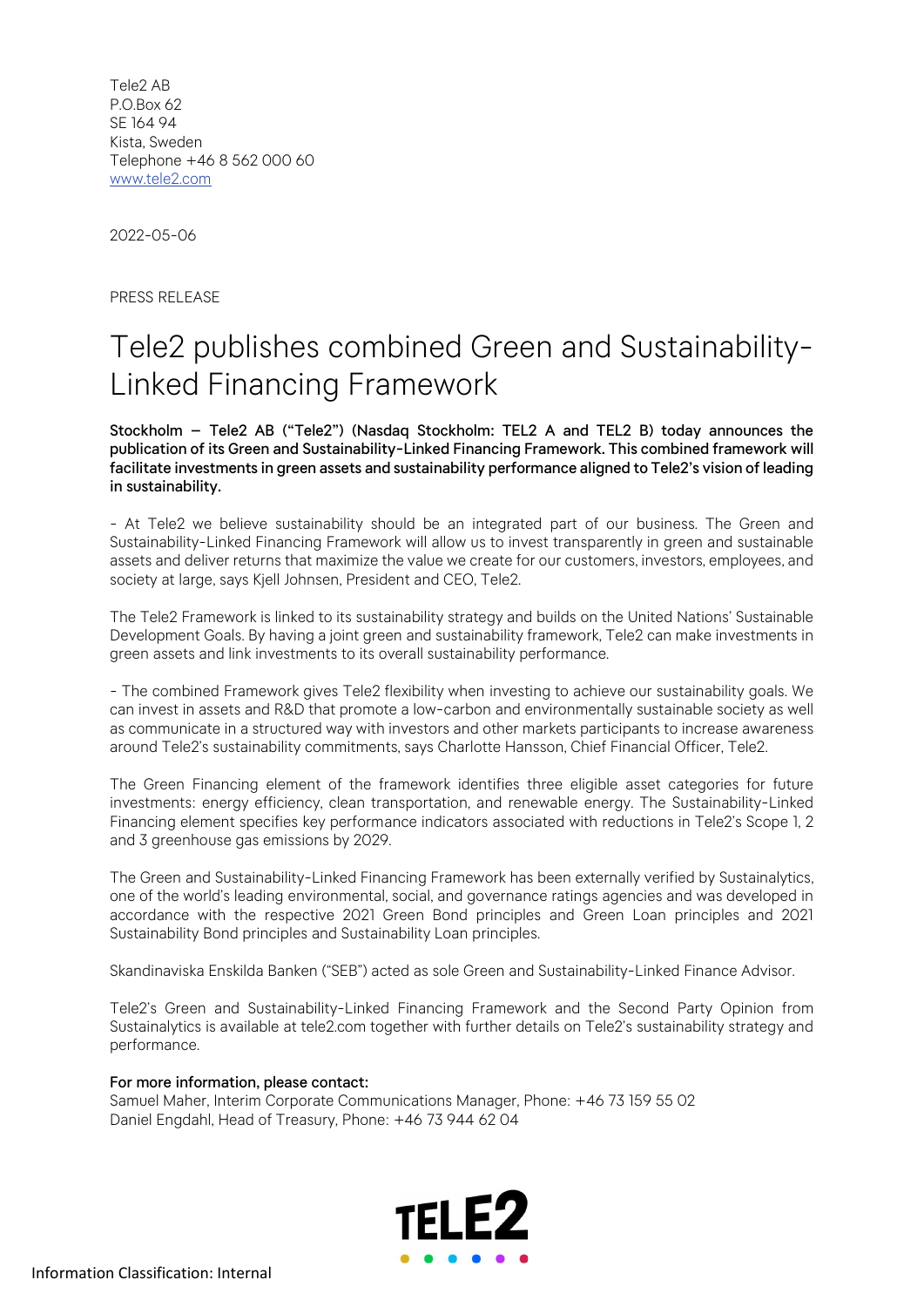Tele2 AB
P.O.Box 62
SE 164 94
Kista, Sweden
Telephone +46 8 562 000 60
www.tele2.com

2022-05-06

PRESS RELEASE

# Tele2 publishes combined Green and Sustainability-Linked Financing Framework

**Stockholm – Tele2 AB ("Tele2") (Nasdaq Stockholm: TEL2 A and TEL2 B) today announces the publication of its Green and Sustainability-Linked Financing Framework. This combined framework will facilitate investments in green assets and sustainability performance aligned to Tele2's vision of leading in sustainability.**

- At Tele2 we believe sustainability should be an integrated part of our business. The Green and Sustainability-Linked Financing Framework will allow us to invest transparently in green and sustainable assets and deliver returns that maximize the value we create for our customers, investors, employees, and society at large, says Kjell Johnsen, President and CEO, Tele2.

The Tele2 Framework is linked to its sustainability strategy and builds on the United Nations' Sustainable Development Goals. By having a joint green and sustainability framework, Tele2 can make investments in green assets and link investments to its overall sustainability performance.

- The combined Framework gives Tele2 flexibility when investing to achieve our sustainability goals. We can invest in assets and R&D that promote a low-carbon and environmentally sustainable society as well as communicate in a structured way with investors and other markets participants to increase awareness around Tele2's sustainability commitments, says Charlotte Hansson, Chief Financial Officer, Tele2.

The Green Financing element of the framework identifies three eligible asset categories for future investments: energy efficiency, clean transportation, and renewable energy. The Sustainability-Linked Financing element specifies key performance indicators associated with reductions in Tele2's Scope 1, 2 and 3 greenhouse gas emissions by 2029.

The Green and Sustainability-Linked Financing Framework has been externally verified by Sustainalytics, one of the world's leading environmental, social, and governance ratings agencies and was developed in accordance with the respective 2021 Green Bond principles and Green Loan principles and 2021 Sustainability Bond principles and Sustainability Loan principles.

Skandinaviska Enskilda Banken ("SEB") acted as sole Green and Sustainability-Linked Finance Advisor.

Tele2's Green and Sustainability-Linked Financing Framework and the Second Party Opinion from Sustainalytics is available at tele2.com together with further details on Tele2's sustainability strategy and performance.

**For more information, please contact:**
Samuel Maher, Interim Corporate Communications Manager, Phone: +46 73 159 55 02
Daniel Engdahl, Head of Treasury, Phone: +46 73 944 62 04

TELE2

Information Classification: Internal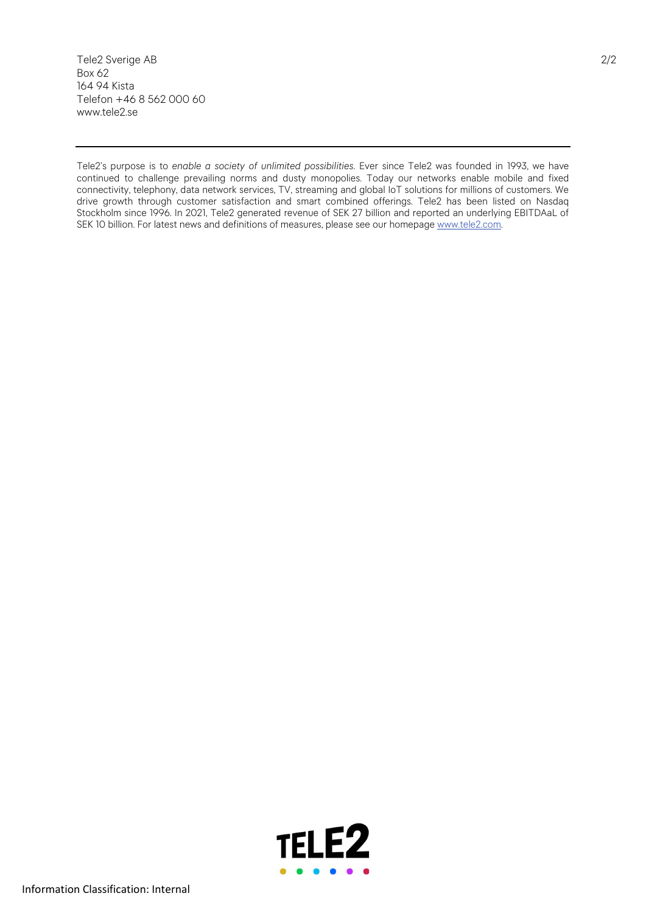Tele2 Sverige AB
Box 62
164 94 Kista
Telefon +46 8 562 000 60
www.tele2.se

---

Tele2's purpose is to *enable a society of unlimited possibilities*. Ever since Tele2 was founded in 1993, we have continued to challenge prevailing norms and dusty monopolies. Today our networks enable mobile and fixed connectivity, telephony, data network services, TV, streaming and global IoT solutions for millions of customers. We drive growth through customer satisfaction and smart combined offerings. Tele2 has been listed on Nasdaq Stockholm since 1996. In 2021, Tele2 generated revenue of SEK 27 billion and reported an underlying EBITDAaL of SEK 10 billion. For latest news and definitions of measures, please see our homepage [www.tele2.com](www.tele2.com).

TELE2

Information Classification: Internal